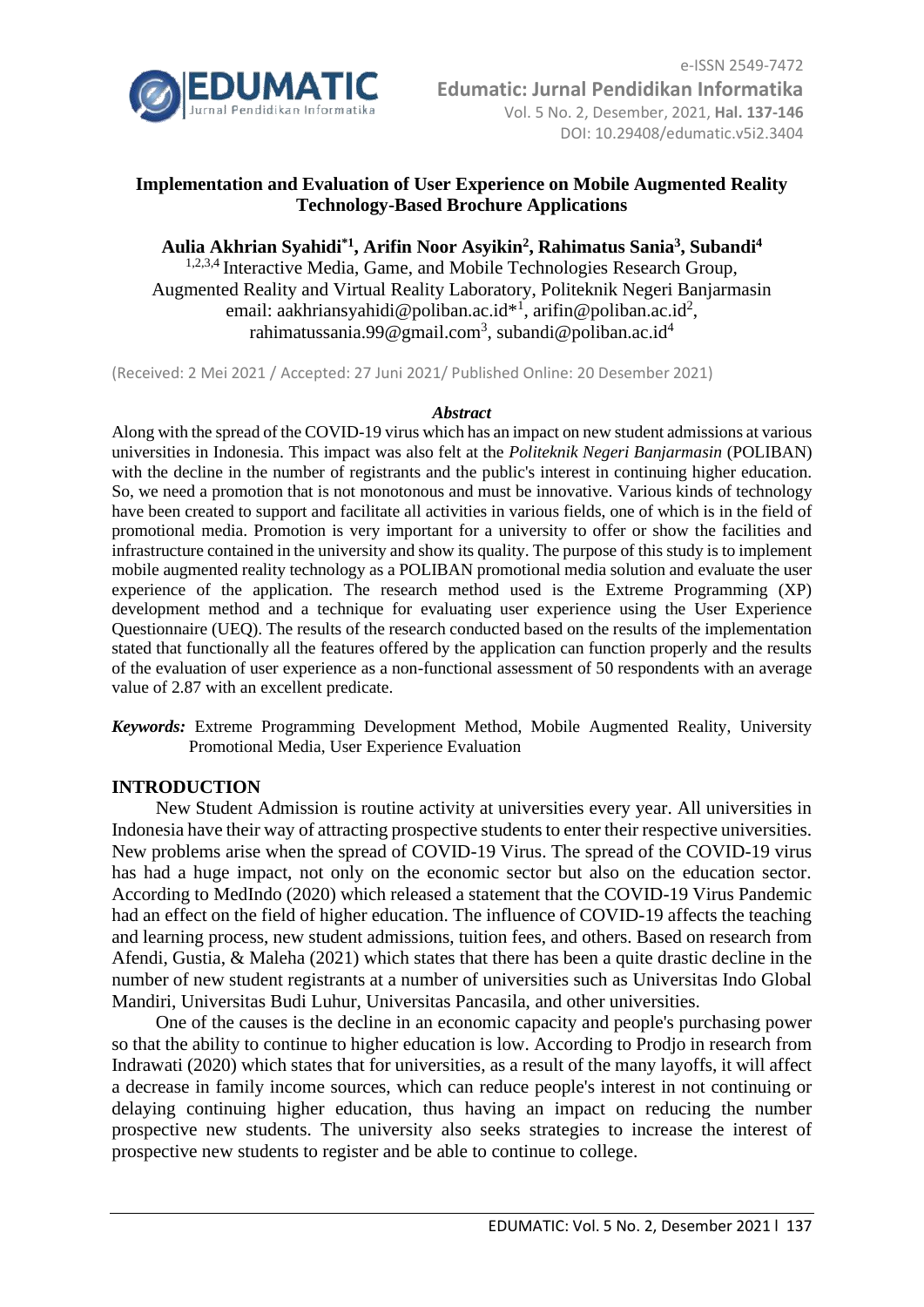# Implementation and Evaluation of User Experience on Mobile Augmented Reality Technology-Based Brochure Applications

**Aulia Akhrian Syahidi[*1], Arifin Noor Asyikin[2], Rahimatus Sania[3], Subandi[4]**

[1,2,3,4] Interactive Media, Game, and Mobile Technologies Research Group, Augmented Reality and Virtual Reality Laboratory, Politeknik Negeri Banjarmasin
email: aakhriansyahidi@poliban.ac.id*[1], arifin@poliban.ac.id[2], rahimatussania.99@gmail.com[3], subandi@poliban.ac.id[4]

(Received: 2 Mei 2021 / Accepted: 27 Juni 2021/ Published Online: 20 Desember 2021)

***Abstract***

Along with the spread of the COVID-19 virus which has an impact on new student admissions at various universities in Indonesia. This impact was also felt at the *Politeknik Negeri Banjarmasin* (POLIBAN) with the decline in the number of registrants and the public's interest in continuing higher education. So, we need a promotion that is not monotonous and must be innovative. Various kinds of technology have been created to support and facilitate all activities in various fields, one of which is in the field of promotional media. Promotion is very important for a university to offer or show the facilities and infrastructure contained in the university and show its quality. The purpose of this study is to implement mobile augmented reality technology as a POLIBAN promotional media solution and evaluate the user experience of the application. The research method used is the Extreme Programming (XP) development method and a technique for evaluating user experience using the User Experience Questionnaire (UEQ). The results of the research conducted based on the results of the implementation stated that functionally all the features offered by the application can function properly and the results of the evaluation of user experience as a non-functional assessment of 50 respondents with an average value of 2.87 with an excellent predicate.

***Keywords:*** Extreme Programming Development Method, Mobile Augmented Reality, University Promotional Media, User Experience Evaluation

## INTRODUCTION

New Student Admission is routine activity at universities every year. All universities in Indonesia have their way of attracting prospective students to enter their respective universities. New problems arise when the spread of COVID-19 Virus. The spread of the COVID-19 virus has had a huge impact, not only on the economic sector but also on the education sector. According to MedIndo (2020) which released a statement that the COVID-19 Virus Pandemic had an effect on the field of higher education. The influence of COVID-19 affects the teaching and learning process, new student admissions, tuition fees, and others. Based on research from Afendi, Gustia, & Maleha (2021) which states that there has been a quite drastic decline in the number of new student registrants at a number of universities such as Universitas Indo Global Mandiri, Universitas Budi Luhur, Universitas Pancasila, and other universities.

One of the causes is the decline in an economic capacity and people's purchasing power so that the ability to continue to higher education is low. According to Prodjo in research from Indrawati (2020) which states that for universities, as a result of the many layoffs, it will affect a decrease in family income sources, which can reduce people's interest in not continuing or delaying continuing higher education, thus having an impact on reducing the number prospective new students. The university also seeks strategies to increase the interest of prospective new students to register and be able to continue to college.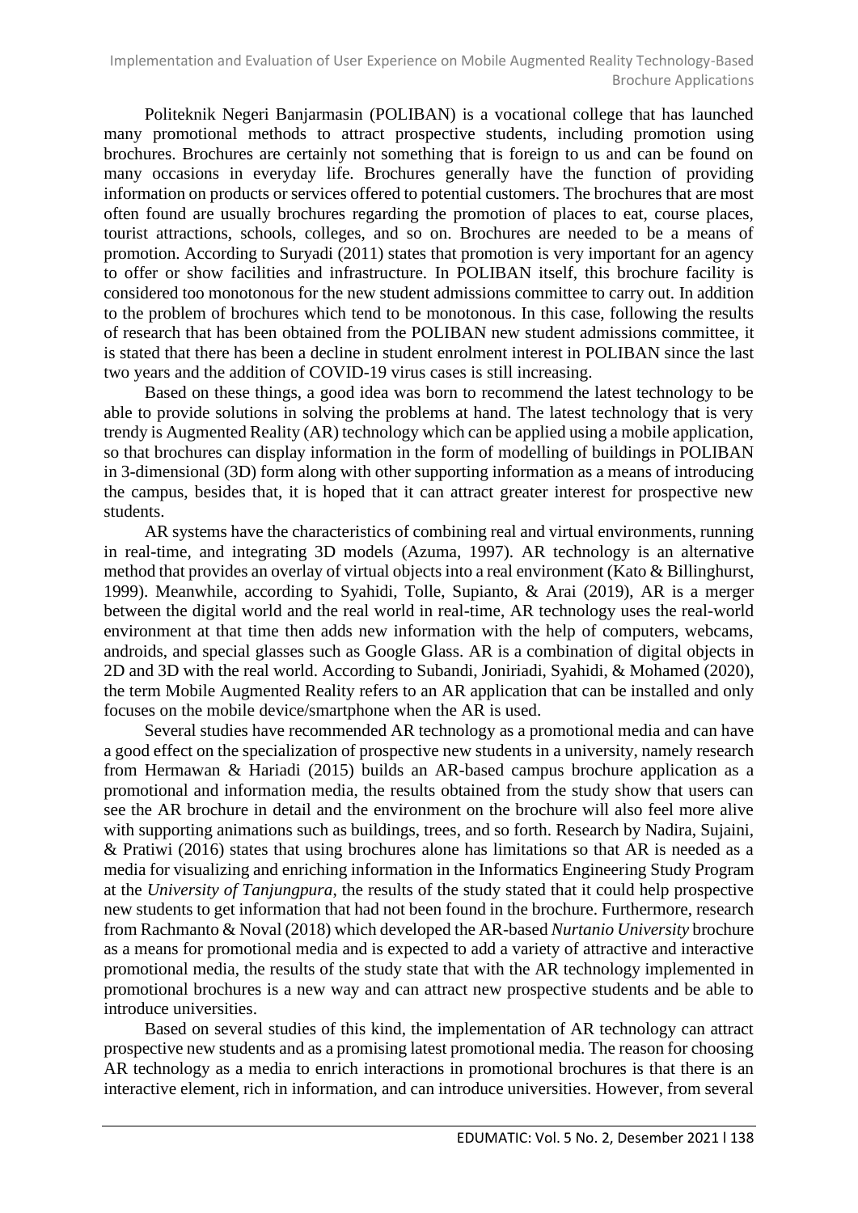Politeknik Negeri Banjarmasin (POLIBAN) is a vocational college that has launched many promotional methods to attract prospective students, including promotion using brochures. Brochures are certainly not something that is foreign to us and can be found on many occasions in everyday life. Brochures generally have the function of providing information on products or services offered to potential customers. The brochures that are most often found are usually brochures regarding the promotion of places to eat, course places, tourist attractions, schools, colleges, and so on. Brochures are needed to be a means of promotion. According to Suryadi (2011) states that promotion is very important for an agency to offer or show facilities and infrastructure. In POLIBAN itself, this brochure facility is considered too monotonous for the new student admissions committee to carry out. In addition to the problem of brochures which tend to be monotonous. In this case, following the results of research that has been obtained from the POLIBAN new student admissions committee, it is stated that there has been a decline in student enrolment interest in POLIBAN since the last two years and the addition of COVID-19 virus cases is still increasing.

Based on these things, a good idea was born to recommend the latest technology to be able to provide solutions in solving the problems at hand. The latest technology that is very trendy is Augmented Reality (AR) technology which can be applied using a mobile application, so that brochures can display information in the form of modelling of buildings in POLIBAN in 3-dimensional (3D) form along with other supporting information as a means of introducing the campus, besides that, it is hoped that it can attract greater interest for prospective new students.

AR systems have the characteristics of combining real and virtual environments, running in real-time, and integrating 3D models (Azuma, 1997). AR technology is an alternative method that provides an overlay of virtual objects into a real environment (Kato & Billinghurst, 1999). Meanwhile, according to Syahidi, Tolle, Supianto, & Arai (2019), AR is a merger between the digital world and the real world in real-time, AR technology uses the real-world environment at that time then adds new information with the help of computers, webcams, androids, and special glasses such as Google Glass. AR is a combination of digital objects in 2D and 3D with the real world. According to Subandi, Joniriadi, Syahidi, & Mohamed (2020), the term Mobile Augmented Reality refers to an AR application that can be installed and only focuses on the mobile device/smartphone when the AR is used.

Several studies have recommended AR technology as a promotional media and can have a good effect on the specialization of prospective new students in a university, namely research from Hermawan & Hariadi (2015) builds an AR-based campus brochure application as a promotional and information media, the results obtained from the study show that users can see the AR brochure in detail and the environment on the brochure will also feel more alive with supporting animations such as buildings, trees, and so forth. Research by Nadira, Sujaini, & Pratiwi (2016) states that using brochures alone has limitations so that AR is needed as a media for visualizing and enriching information in the Informatics Engineering Study Program at the *University of Tanjungpura*, the results of the study stated that it could help prospective new students to get information that had not been found in the brochure. Furthermore, research from Rachmanto & Noval (2018) which developed the AR-based *Nurtanio University* brochure as a means for promotional media and is expected to add a variety of attractive and interactive promotional media, the results of the study state that with the AR technology implemented in promotional brochures is a new way and can attract new prospective students and be able to introduce universities.

Based on several studies of this kind, the implementation of AR technology can attract prospective new students and as a promising latest promotional media. The reason for choosing AR technology as a media to enrich interactions in promotional brochures is that there is an interactive element, rich in information, and can introduce universities. However, from several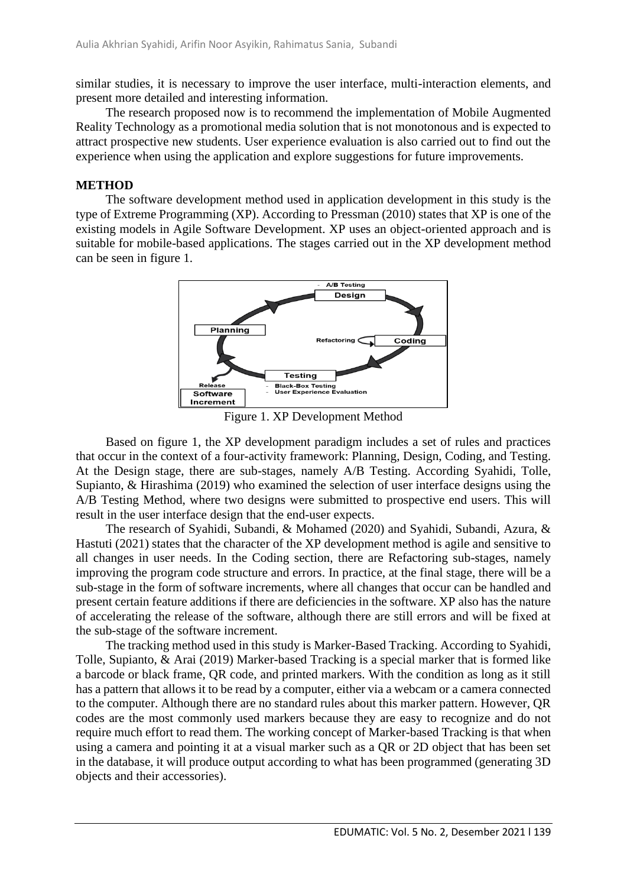similar studies, it is necessary to improve the user interface, multi-interaction elements, and present more detailed and interesting information.

The research proposed now is to recommend the implementation of Mobile Augmented Reality Technology as a promotional media solution that is not monotonous and is expected to attract prospective new students. User experience evaluation is also carried out to find out the experience when using the application and explore suggestions for future improvements.

## METHOD

The software development method used in application development in this study is the type of Extreme Programming (XP). According to Pressman (2010) states that XP is one of the existing models in Agile Software Development. XP uses an object-oriented approach and is suitable for mobile-based applications. The stages carried out in the XP development method can be seen in figure 1.

Figure 1. XP Development Method

Based on figure 1, the XP development paradigm includes a set of rules and practices that occur in the context of a four-activity framework: Planning, Design, Coding, and Testing. At the Design stage, there are sub-stages, namely A/B Testing. According Syahidi, Tolle, Supianto, & Hirashima (2019) who examined the selection of user interface designs using the A/B Testing Method, where two designs were submitted to prospective end users. This will result in the user interface design that the end-user expects.

The research of Syahidi, Subandi, & Mohamed (2020) and Syahidi, Subandi, Azura, & Hastuti (2021) states that the character of the XP development method is agile and sensitive to all changes in user needs. In the Coding section, there are Refactoring sub-stages, namely improving the program code structure and errors. In practice, at the final stage, there will be a sub-stage in the form of software increments, where all changes that occur can be handled and present certain feature additions if there are deficiencies in the software. XP also has the nature of accelerating the release of the software, although there are still errors and will be fixed at the sub-stage of the software increment.

The tracking method used in this study is Marker-Based Tracking. According to Syahidi, Tolle, Supianto, & Arai (2019) Marker-based Tracking is a special marker that is formed like a barcode or black frame, QR code, and printed markers. With the condition as long as it still has a pattern that allows it to be read by a computer, either via a webcam or a camera connected to the computer. Although there are no standard rules about this marker pattern. However, QR codes are the most commonly used markers because they are easy to recognize and do not require much effort to read them. The working concept of Marker-based Tracking is that when using a camera and pointing it at a visual marker such as a QR or 2D object that has been set in the database, it will produce output according to what has been programmed (generating 3D objects and their accessories).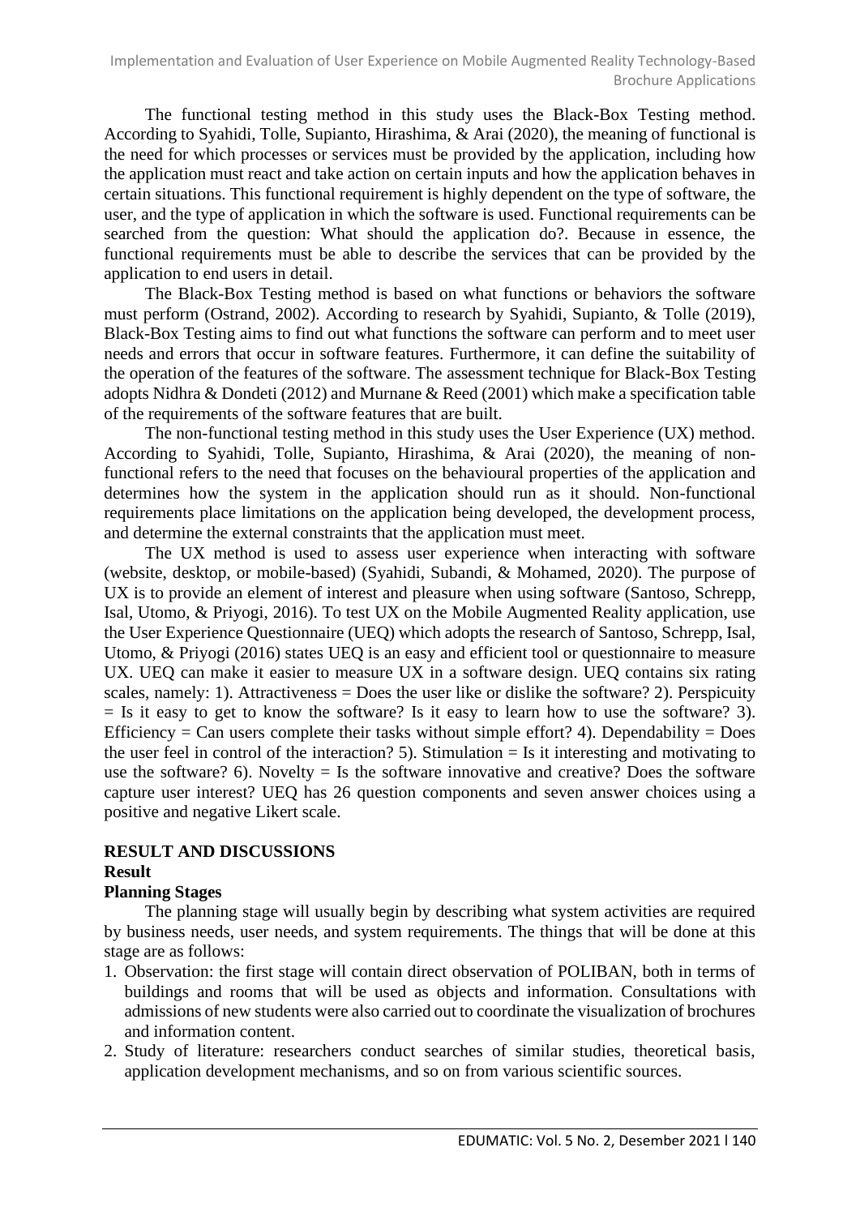The functional testing method in this study uses the Black-Box Testing method. According to Syahidi, Tolle, Supianto, Hirashima, & Arai (2020), the meaning of functional is the need for which processes or services must be provided by the application, including how the application must react and take action on certain inputs and how the application behaves in certain situations. This functional requirement is highly dependent on the type of software, the user, and the type of application in which the software is used. Functional requirements can be searched from the question: What should the application do?. Because in essence, the functional requirements must be able to describe the services that can be provided by the application to end users in detail.

The Black-Box Testing method is based on what functions or behaviors the software must perform (Ostrand, 2002). According to research by Syahidi, Supianto, & Tolle (2019), Black-Box Testing aims to find out what functions the software can perform and to meet user needs and errors that occur in software features. Furthermore, it can define the suitability of the operation of the features of the software. The assessment technique for Black-Box Testing adopts Nidhra & Dondeti (2012) and Murnane & Reed (2001) which make a specification table of the requirements of the software features that are built.

The non-functional testing method in this study uses the User Experience (UX) method. According to Syahidi, Tolle, Supianto, Hirashima, & Arai (2020), the meaning of non-functional refers to the need that focuses on the behavioural properties of the application and determines how the system in the application should run as it should. Non-functional requirements place limitations on the application being developed, the development process, and determine the external constraints that the application must meet.

The UX method is used to assess user experience when interacting with software (website, desktop, or mobile-based) (Syahidi, Subandi, & Mohamed, 2020). The purpose of UX is to provide an element of interest and pleasure when using software (Santoso, Schrepp, Isal, Utomo, & Priyogi, 2016). To test UX on the Mobile Augmented Reality application, use the User Experience Questionnaire (UEQ) which adopts the research of Santoso, Schrepp, Isal, Utomo, & Priyogi (2016) states UEQ is an easy and efficient tool or questionnaire to measure UX. UEQ can make it easier to measure UX in a software design. UEQ contains six rating scales, namely: 1). Attractiveness = Does the user like or dislike the software? 2). Perspicuity = Is it easy to get to know the software? Is it easy to learn how to use the software? 3). Efficiency = Can users complete their tasks without simple effort? 4). Dependability = Does the user feel in control of the interaction? 5). Stimulation = Is it interesting and motivating to use the software? 6). Novelty = Is the software innovative and creative? Does the software capture user interest? UEQ has 26 question components and seven answer choices using a positive and negative Likert scale.

## RESULT AND DISCUSSIONS

### Result

#### Planning Stages

The planning stage will usually begin by describing what system activities are required by business needs, user needs, and system requirements. The things that will be done at this stage are as follows:

1. Observation: the first stage will contain direct observation of POLIBAN, both in terms of buildings and rooms that will be used as objects and information. Consultations with admissions of new students were also carried out to coordinate the visualization of brochures and information content.
2. Study of literature: researchers conduct searches of similar studies, theoretical basis, application development mechanisms, and so on from various scientific sources.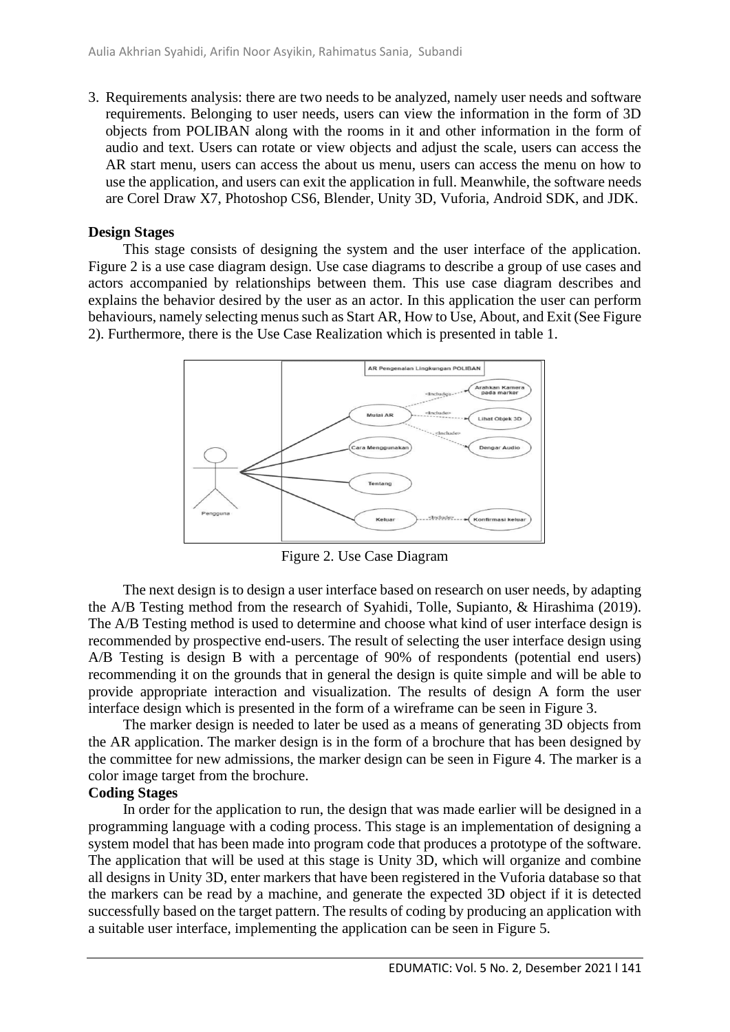3. Requirements analysis: there are two needs to be analyzed, namely user needs and software requirements. Belonging to user needs, users can view the information in the form of 3D objects from POLIBAN along with the rooms in it and other information in the form of audio and text. Users can rotate or view objects and adjust the scale, users can access the AR start menu, users can access the about us menu, users can access the menu on how to use the application, and users can exit the application in full. Meanwhile, the software needs are Corel Draw X7, Photoshop CS6, Blender, Unity 3D, Vuforia, Android SDK, and JDK.

**Design Stages**

This stage consists of designing the system and the user interface of the application. Figure 2 is a use case diagram design. Use case diagrams to describe a group of use cases and actors accompanied by relationships between them. This use case diagram describes and explains the behavior desired by the user as an actor. In this application the user can perform behaviours, namely selecting menus such as Start AR, How to Use, About, and Exit (See Figure 2). Furthermore, there is the Use Case Realization which is presented in table 1.

Figure 2. Use Case Diagram

The next design is to design a user interface based on research on user needs, by adapting the A/B Testing method from the research of Syahidi, Tolle, Supianto, & Hirashima (2019). The A/B Testing method is used to determine and choose what kind of user interface design is recommended by prospective end-users. The result of selecting the user interface design using A/B Testing is design B with a percentage of 90% of respondents (potential end users) recommending it on the grounds that in general the design is quite simple and will be able to provide appropriate interaction and visualization. The results of design A form the user interface design which is presented in the form of a wireframe can be seen in Figure 3.

The marker design is needed to later be used as a means of generating 3D objects from the AR application. The marker design is in the form of a brochure that has been designed by the committee for new admissions, the marker design can be seen in Figure 4. The marker is a color image target from the brochure.

**Coding Stages**

In order for the application to run, the design that was made earlier will be designed in a programming language with a coding process. This stage is an implementation of designing a system model that has been made into program code that produces a prototype of the software. The application that will be used at this stage is Unity 3D, which will organize and combine all designs in Unity 3D, enter markers that have been registered in the Vuforia database so that the markers can be read by a machine, and generate the expected 3D object if it is detected successfully based on the target pattern. The results of coding by producing an application with a suitable user interface, implementing the application can be seen in Figure 5.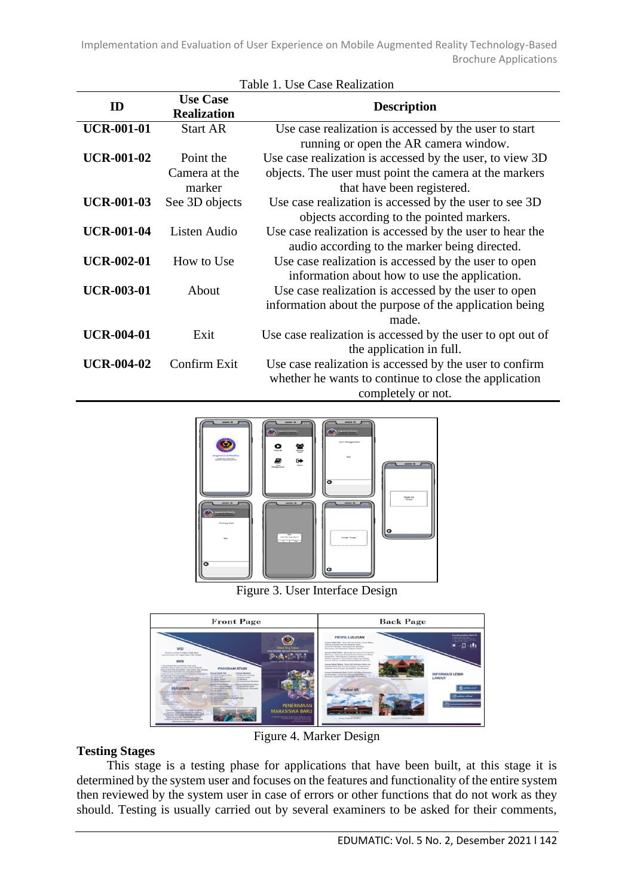Table 1. Use Case Realization

| ID | Use Case Realization | Description |
|---|---|---|
| **UCR-001-01** | Start AR | Use case realization is accessed by the user to start running or open the AR camera window. |
| **UCR-001-02** | Point the Camera at the marker | Use case realization is accessed by the user, to view 3D objects. The user must point the camera at the markers that have been registered. |
| **UCR-001-03** | See 3D objects | Use case realization is accessed by the user to see 3D objects according to the pointed markers. |
| **UCR-001-04** | Listen Audio | Use case realization is accessed by the user to hear the audio according to the marker being directed. |
| **UCR-002-01** | How to Use | Use case realization is accessed by the user to open information about how to use the application. |
| **UCR-003-01** | About | Use case realization is accessed by the user to open information about the purpose of the application being made. |
| **UCR-004-01** | Exit | Use case realization is accessed by the user to opt out of the application in full. |
| **UCR-004-02** | Confirm Exit | Use case realization is accessed by the user to confirm whether he wants to continue to close the application completely or not. |

Figure 3. User Interface Design

Figure 4. Marker Design

**Testing Stages**

This stage is a testing phase for applications that have been built, at this stage it is determined by the system user and focuses on the features and functionality of the entire system then reviewed by the system user in case of errors or other functions that do not work as they should. Testing is usually carried out by several examiners to be asked for their comments,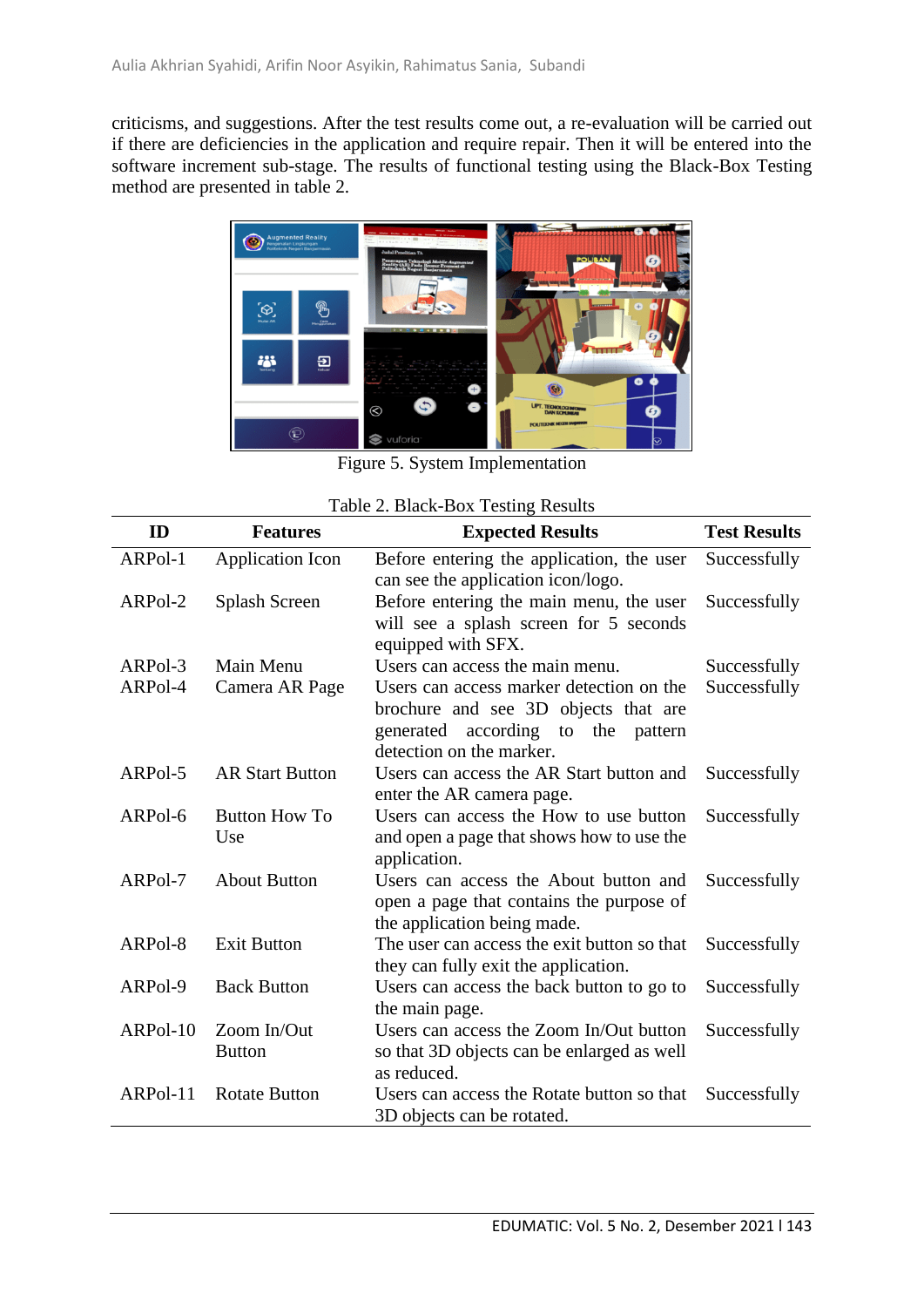criticisms, and suggestions. After the test results come out, a re-evaluation will be carried out if there are deficiencies in the application and require repair. Then it will be entered into the software increment sub-stage. The results of functional testing using the Black-Box Testing method are presented in table 2.

Figure 5. System Implementation

Table 2. Black-Box Testing Results

| ID | Features | Expected Results | Test Results |
|---|---|---|---|
| ARPol-1 | Application Icon | Before entering the application, the user can see the application icon/logo. | Successfully |
| ARPol-2 | Splash Screen | Before entering the main menu, the user will see a splash screen for 5 seconds equipped with SFX. | Successfully |
| ARPol-3 | Main Menu | Users can access the main menu. | Successfully |
| ARPol-4 | Camera AR Page | Users can access marker detection on the brochure and see 3D objects that are generated according to the pattern detection on the marker. | Successfully |
| ARPol-5 | AR Start Button | Users can access the AR Start button and enter the AR camera page. | Successfully |
| ARPol-6 | Button How To Use | Users can access the How to use button and open a page that shows how to use the application. | Successfully |
| ARPol-7 | About Button | Users can access the About button and open a page that contains the purpose of the application being made. | Successfully |
| ARPol-8 | Exit Button | The user can access the exit button so that they can fully exit the application. | Successfully |
| ARPol-9 | Back Button | Users can access the back button to go to the main page. | Successfully |
| ARPol-10 | Zoom In/Out Button | Users can access the Zoom In/Out button so that 3D objects can be enlarged as well as reduced. | Successfully |
| ARPol-11 | Rotate Button | Users can access the Rotate button so that 3D objects can be rotated. | Successfully |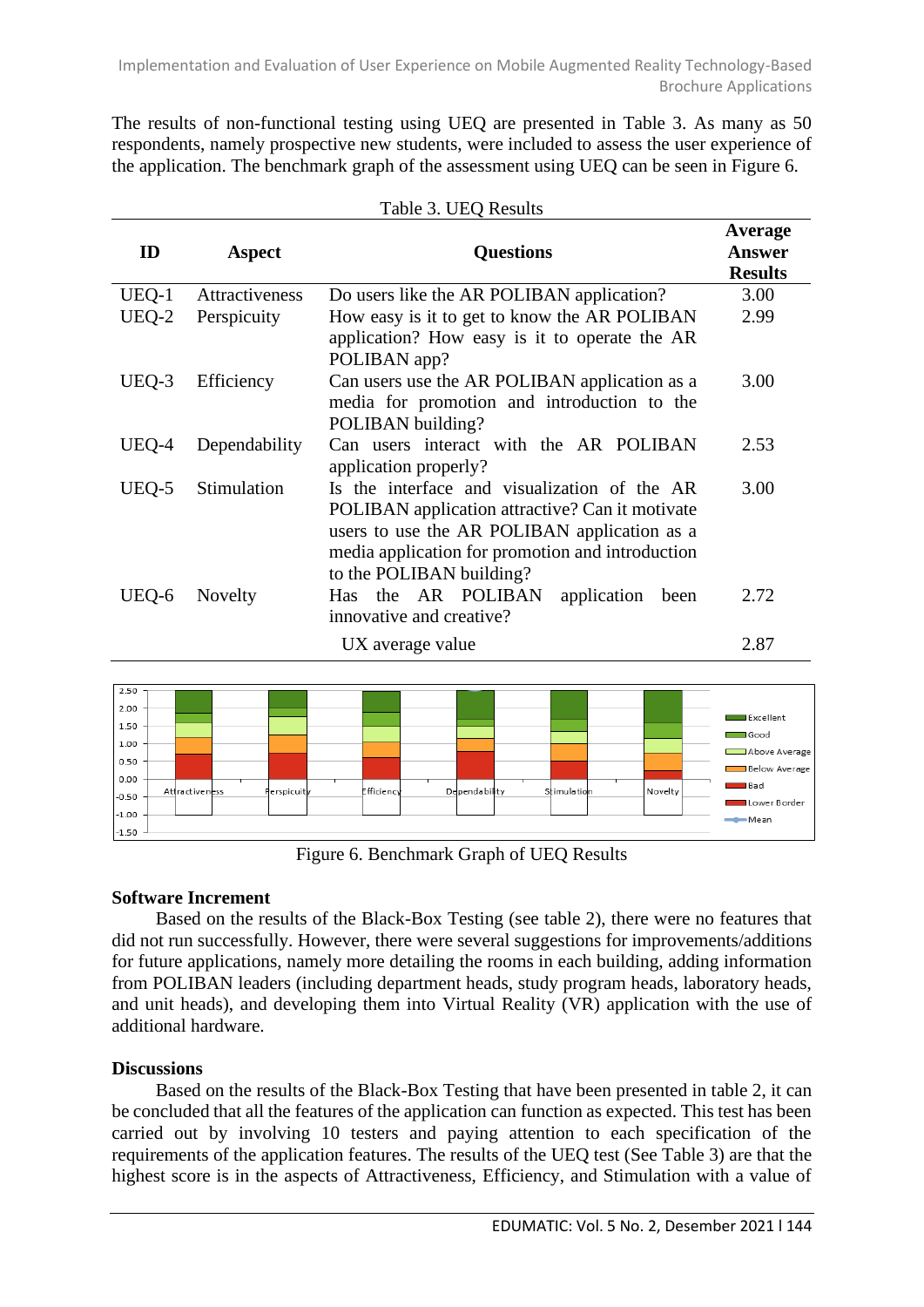The results of non-functional testing using UEQ are presented in Table 3. As many as 50 respondents, namely prospective new students, were included to assess the user experience of the application. The benchmark graph of the assessment using UEQ can be seen in Figure 6.

Table 3. UEQ Results

| ID | Aspect | Questions | Average Answer Results |
|---|---|---|---|
| UEQ-1 | Attractiveness | Do users like the AR POLIBAN application? | 3.00 |
| UEQ-2 | Perspicuity | How easy is it to get to know the AR POLIBAN application? How easy is it to operate the AR POLIBAN app? | 2.99 |
| UEQ-3 | Efficiency | Can users use the AR POLIBAN application as a media for promotion and introduction to the POLIBAN building? | 3.00 |
| UEQ-4 | Dependability | Can users interact with the AR POLIBAN application properly? | 2.53 |
| UEQ-5 | Stimulation | Is the interface and visualization of the AR POLIBAN application attractive? Can it motivate users to use the AR POLIBAN application as a media application for promotion and introduction to the POLIBAN building? | 3.00 |
| UEQ-6 | Novelty | Has the AR POLIBAN application been innovative and creative? | 2.72 |
| | | UX average value | 2.87 |

Figure 6. Benchmark Graph of UEQ Results

### Software Increment

Based on the results of the Black-Box Testing (see table 2), there were no features that did not run successfully. However, there were several suggestions for improvements/additions for future applications, namely more detailing the rooms in each building, adding information from POLIBAN leaders (including department heads, study program heads, laboratory heads, and unit heads), and developing them into Virtual Reality (VR) application with the use of additional hardware.

### Discussions

Based on the results of the Black-Box Testing that have been presented in table 2, it can be concluded that all the features of the application can function as expected. This test has been carried out by involving 10 testers and paying attention to each specification of the requirements of the application features. The results of the UEQ test (See Table 3) are that the highest score is in the aspects of Attractiveness, Efficiency, and Stimulation with a value of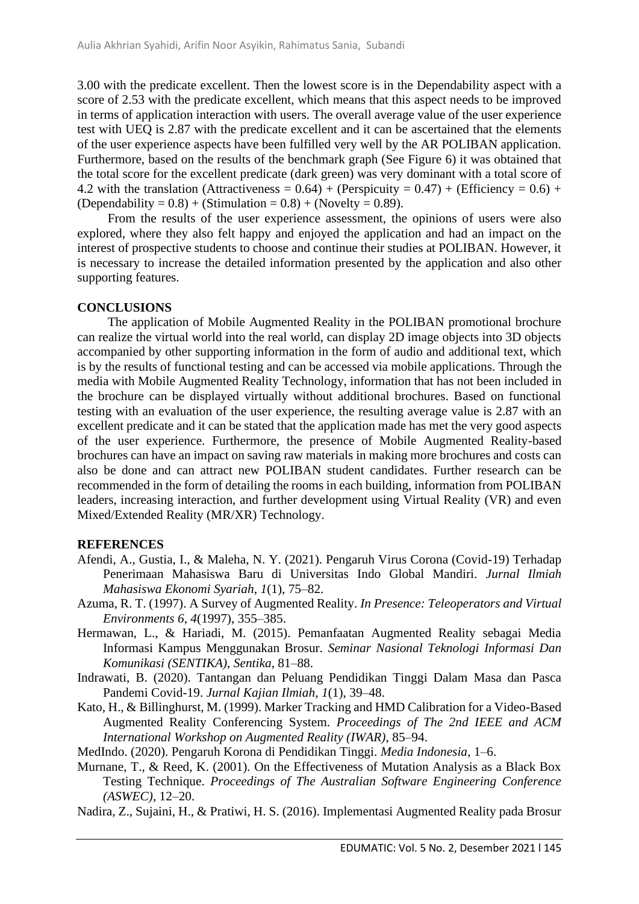3.00 with the predicate excellent. Then the lowest score is in the Dependability aspect with a score of 2.53 with the predicate excellent, which means that this aspect needs to be improved in terms of application interaction with users. The overall average value of the user experience test with UEQ is 2.87 with the predicate excellent and it can be ascertained that the elements of the user experience aspects have been fulfilled very well by the AR POLIBAN application. Furthermore, based on the results of the benchmark graph (See Figure 6) it was obtained that the total score for the excellent predicate (dark green) was very dominant with a total score of 4.2 with the translation (Attractiveness = 0.64) + (Perspicuity = 0.47) + (Efficiency = 0.6) + (Dependability = 0.8) + (Stimulation = 0.8) + (Novelty = 0.89).

From the results of the user experience assessment, the opinions of users were also explored, where they also felt happy and enjoyed the application and had an impact on the interest of prospective students to choose and continue their studies at POLIBAN. However, it is necessary to increase the detailed information presented by the application and also other supporting features.

## CONCLUSIONS

The application of Mobile Augmented Reality in the POLIBAN promotional brochure can realize the virtual world into the real world, can display 2D image objects into 3D objects accompanied by other supporting information in the form of audio and additional text, which is by the results of functional testing and can be accessed via mobile applications. Through the media with Mobile Augmented Reality Technology, information that has not been included in the brochure can be displayed virtually without additional brochures. Based on functional testing with an evaluation of the user experience, the resulting average value is 2.87 with an excellent predicate and it can be stated that the application made has met the very good aspects of the user experience. Furthermore, the presence of Mobile Augmented Reality-based brochures can have an impact on saving raw materials in making more brochures and costs can also be done and can attract new POLIBAN student candidates. Further research can be recommended in the form of detailing the rooms in each building, information from POLIBAN leaders, increasing interaction, and further development using Virtual Reality (VR) and even Mixed/Extended Reality (MR/XR) Technology.

## REFERENCES

Afendi, A., Gustia, I., & Maleha, N. Y. (2021). Pengaruh Virus Corona (Covid-19) Terhadap Penerimaan Mahasiswa Baru di Universitas Indo Global Mandiri. *Jurnal Ilmiah Mahasiswa Ekonomi Syariah*, *1*(1), 75–82.

Azuma, R. T. (1997). A Survey of Augmented Reality. *In Presence: Teleoperators and Virtual Environments 6*, *4*(1997), 355–385.

Hermawan, L., & Hariadi, M. (2015). Pemanfaatan Augmented Reality sebagai Media Informasi Kampus Menggunakan Brosur. *Seminar Nasional Teknologi Informasi Dan Komunikasi (SENTIKA)*, *Sentika*, 81–88.

Indrawati, B. (2020). Tantangan dan Peluang Pendidikan Tinggi Dalam Masa dan Pasca Pandemi Covid-19. *Jurnal Kajian Ilmiah*, *1*(1), 39–48.

Kato, H., & Billinghurst, M. (1999). Marker Tracking and HMD Calibration for a Video-Based Augmented Reality Conferencing System. *Proceedings of The 2nd IEEE and ACM International Workshop on Augmented Reality (IWAR)*, 85–94.

MedIndo. (2020). Pengaruh Korona di Pendidikan Tinggi. *Media Indonesia*, 1–6.

Murnane, T., & Reed, K. (2001). On the Effectiveness of Mutation Analysis as a Black Box Testing Technique. *Proceedings of The Australian Software Engineering Conference (ASWEC)*, 12–20.

Nadira, Z., Sujaini, H., & Pratiwi, H. S. (2016). Implementasi Augmented Reality pada Brosur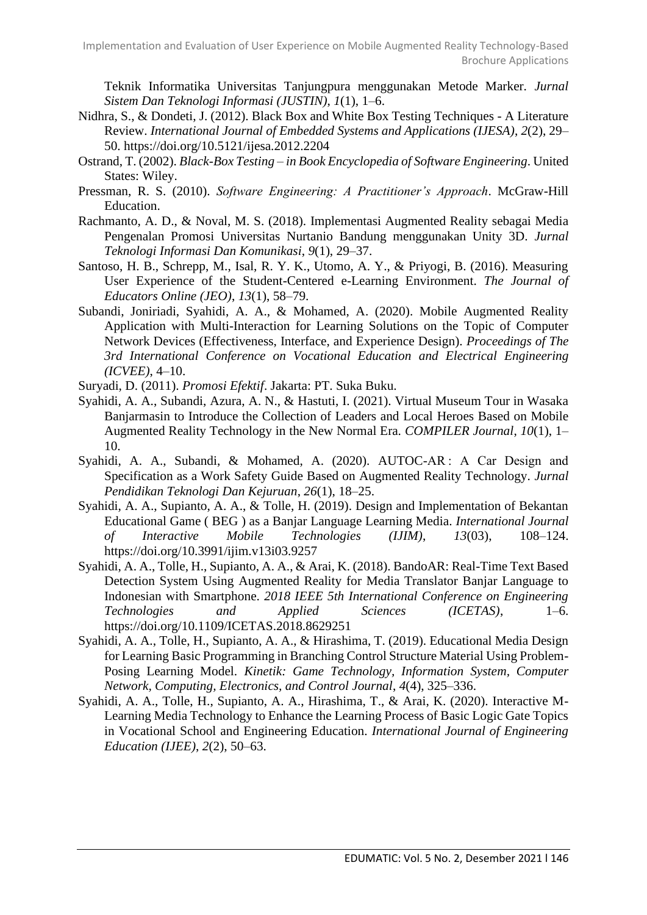Teknik Informatika Universitas Tanjungpura menggunakan Metode Marker. *Jurnal Sistem Dan Teknologi Informasi (JUSTIN)*, *1*(1), 1–6.

Nidhra, S., & Dondeti, J. (2012). Black Box and White Box Testing Techniques - A Literature Review. *International Journal of Embedded Systems and Applications (IJESA)*, *2*(2), 29–50. https://doi.org/10.5121/ijesa.2012.2204

Ostrand, T. (2002). *Black-Box Testing – in Book Encyclopedia of Software Engineering*. United States: Wiley.

Pressman, R. S. (2010). *Software Engineering: A Practitioner's Approach*. McGraw-Hill Education.

Rachmanto, A. D., & Noval, M. S. (2018). Implementasi Augmented Reality sebagai Media Pengenalan Promosi Universitas Nurtanio Bandung menggunakan Unity 3D. *Jurnal Teknologi Informasi Dan Komunikasi*, *9*(1), 29–37.

Santoso, H. B., Schrepp, M., Isal, R. Y. K., Utomo, A. Y., & Priyogi, B. (2016). Measuring User Experience of the Student-Centered e-Learning Environment. *The Journal of Educators Online (JEO)*, *13*(1), 58–79.

Subandi, Joniriadi, Syahidi, A. A., & Mohamed, A. (2020). Mobile Augmented Reality Application with Multi-Interaction for Learning Solutions on the Topic of Computer Network Devices (Effectiveness, Interface, and Experience Design). *Proceedings of The 3rd International Conference on Vocational Education and Electrical Engineering (ICVEE)*, 4–10.

Suryadi, D. (2011). *Promosi Efektif*. Jakarta: PT. Suka Buku.

Syahidi, A. A., Subandi, Azura, A. N., & Hastuti, I. (2021). Virtual Museum Tour in Wasaka Banjarmasin to Introduce the Collection of Leaders and Local Heroes Based on Mobile Augmented Reality Technology in the New Normal Era. *COMPILER Journal*, *10*(1), 1–10.

Syahidi, A. A., Subandi, & Mohamed, A. (2020). AUTOC-AR : A Car Design and Specification as a Work Safety Guide Based on Augmented Reality Technology. *Jurnal Pendidikan Teknologi Dan Kejuruan*, *26*(1), 18–25.

Syahidi, A. A., Supianto, A. A., & Tolle, H. (2019). Design and Implementation of Bekantan Educational Game ( BEG ) as a Banjar Language Learning Media. *International Journal of Interactive Mobile Technologies (IJIM)*, *13*(03), 108–124. https://doi.org/10.3991/ijim.v13i03.9257

Syahidi, A. A., Tolle, H., Supianto, A. A., & Arai, K. (2018). BandoAR: Real-Time Text Based Detection System Using Augmented Reality for Media Translator Banjar Language to Indonesian with Smartphone. *2018 IEEE 5th International Conference on Engineering Technologies and Applied Sciences (ICETAS)*, 1–6. https://doi.org/10.1109/ICETAS.2018.8629251

Syahidi, A. A., Tolle, H., Supianto, A. A., & Hirashima, T. (2019). Educational Media Design for Learning Basic Programming in Branching Control Structure Material Using Problem-Posing Learning Model. *Kinetik: Game Technology, Information System, Computer Network, Computing, Electronics, and Control Journal*, *4*(4), 325–336.

Syahidi, A. A., Tolle, H., Supianto, A. A., Hirashima, T., & Arai, K. (2020). Interactive M-Learning Media Technology to Enhance the Learning Process of Basic Logic Gate Topics in Vocational School and Engineering Education. *International Journal of Engineering Education (IJEE)*, *2*(2), 50–63.